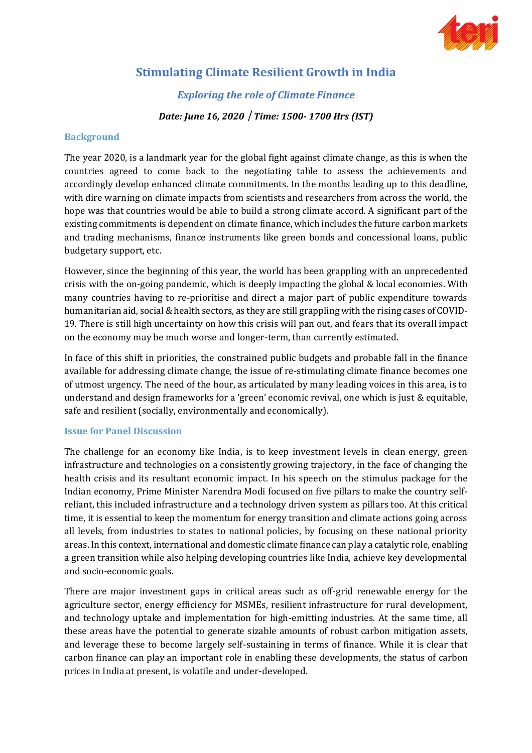# Stimulating Climate Resilient Growth in India

## *Exploring the role of Climate Finance*

***Date: June 16, 2020 / Time: 1500- 1700 Hrs (IST)***

### Background

The year 2020, is a landmark year for the global fight against climate change, as this is when the countries agreed to come back to the negotiating table to assess the achievements and accordingly develop enhanced climate commitments. In the months leading up to this deadline, with dire warning on climate impacts from scientists and researchers from across the world, the hope was that countries would be able to build a strong climate accord. A significant part of the existing commitments is dependent on climate finance, which includes the future carbon markets and trading mechanisms, finance instruments like green bonds and concessional loans, public budgetary support, etc.

However, since the beginning of this year, the world has been grappling with an unprecedented crisis with the on-going pandemic, which is deeply impacting the global & local economies. With many countries having to re-prioritise and direct a major part of public expenditure towards humanitarian aid, social & health sectors, as they are still grappling with the rising cases of COVID-19. There is still high uncertainty on how this crisis will pan out, and fears that its overall impact on the economy may be much worse and longer-term, than currently estimated.

In face of this shift in priorities, the constrained public budgets and probable fall in the finance available for addressing climate change, the issue of re-stimulating climate finance becomes one of utmost urgency. The need of the hour, as articulated by many leading voices in this area, is to understand and design frameworks for a 'green' economic revival, one which is just & equitable, safe and resilient (socially, environmentally and economically).

### Issue for Panel Discussion

The challenge for an economy like India, is to keep investment levels in clean energy, green infrastructure and technologies on a consistently growing trajectory, in the face of changing the health crisis and its resultant economic impact. In his speech on the stimulus package for the Indian economy, Prime Minister Narendra Modi focused on five pillars to make the country self-reliant, this included infrastructure and a technology driven system as pillars too. At this critical time, it is essential to keep the momentum for energy transition and climate actions going across all levels, from industries to states to national policies, by focusing on these national priority areas. In this context, international and domestic climate finance can play a catalytic role, enabling a green transition while also helping developing countries like India, achieve key developmental and socio-economic goals.

There are major investment gaps in critical areas such as off-grid renewable energy for the agriculture sector, energy efficiency for MSMEs, resilient infrastructure for rural development, and technology uptake and implementation for high-emitting industries. At the same time, all these areas have the potential to generate sizable amounts of robust carbon mitigation assets, and leverage these to become largely self-sustaining in terms of finance. While it is clear that carbon finance can play an important role in enabling these developments, the status of carbon prices in India at present, is volatile and under-developed.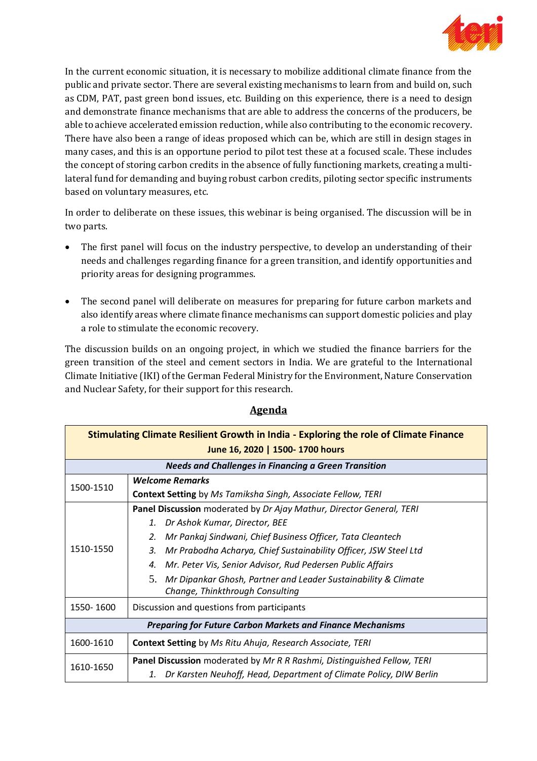In the current economic situation, it is necessary to mobilize additional climate finance from the public and private sector. There are several existing mechanisms to learn from and build on, such as CDM, PAT, past green bond issues, etc. Building on this experience, there is a need to design and demonstrate finance mechanisms that are able to address the concerns of the producers, be able to achieve accelerated emission reduction, while also contributing to the economic recovery. There have also been a range of ideas proposed which can be, which are still in design stages in many cases, and this is an opportune period to pilot test these at a focused scale. These includes the concept of storing carbon credits in the absence of fully functioning markets, creating a multi-lateral fund for demanding and buying robust carbon credits, piloting sector specific instruments based on voluntary measures, etc.

In order to deliberate on these issues, this webinar is being organised. The discussion will be in two parts.

- The first panel will focus on the industry perspective, to develop an understanding of their needs and challenges regarding finance for a green transition, and identify opportunities and priority areas for designing programmes.

- The second panel will deliberate on measures for preparing for future carbon markets and also identify areas where climate finance mechanisms can support domestic policies and play a role to stimulate the economic recovery.

The discussion builds on an ongoing project, in which we studied the finance barriers for the green transition of the steel and cement sectors in India. We are grateful to the International Climate Initiative (IKI) of the German Federal Ministry for the Environment, Nature Conservation and Nuclear Safety, for their support for this research.

## Agenda

| **Stimulating Climate Resilient Growth in India - Exploring the role of Climate Finance**<br>**June 16, 2020 \| 1500- 1700 hours** | |
|---|---|
| ***Needs and Challenges in Financing a Green Transition*** | |
| 1500-1510 | ***Welcome Remarks***<br>**Context Setting** by *Ms Tamiksha Singh, Associate Fellow, TERI* |
| 1510-1550 | **Panel Discussion** moderated by *Dr Ajay Mathur, Director General, TERI*<br>1. *Dr Ashok Kumar, Director, BEE*<br>2. *Mr Pankaj Sindwani, Chief Business Officer, Tata Cleantech*<br>3. *Mr Prabodha Acharya, Chief Sustainability Officer, JSW Steel Ltd*<br>4. *Mr. Peter Vis, Senior Advisor, Rud Pedersen Public Affairs*<br>5. *Mr Dipankar Ghosh, Partner and Leader Sustainability & Climate Change, Thinkthrough Consulting* |
| 1550- 1600 | Discussion and questions from participants |
| ***Preparing for Future Carbon Markets and Finance Mechanisms*** | |
| 1600-1610 | **Context Setting** by *Ms Ritu Ahuja, Research Associate, TERI* |
| 1610-1650 | **Panel Discussion** moderated by *Mr R R Rashmi, Distinguished Fellow, TERI*<br>1. *Dr Karsten Neuhoff, Head, Department of Climate Policy, DIW Berlin* |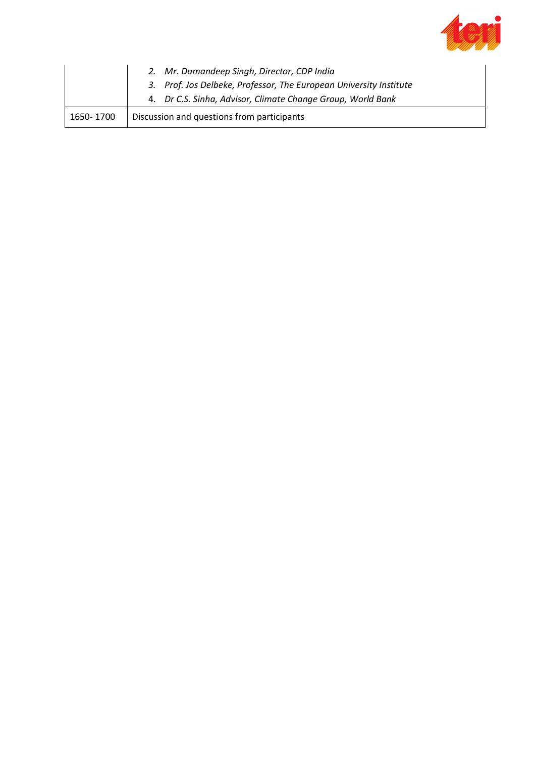| | |
|---|---|
| | 2. *Mr. Damandeep Singh, Director, CDP India*<br>3. *Prof. Jos Delbeke, Professor, The European University Institute*<br>4. *Dr C.S. Sinha, Advisor, Climate Change Group, World Bank* |
| 1650- 1700 | Discussion and questions from participants |